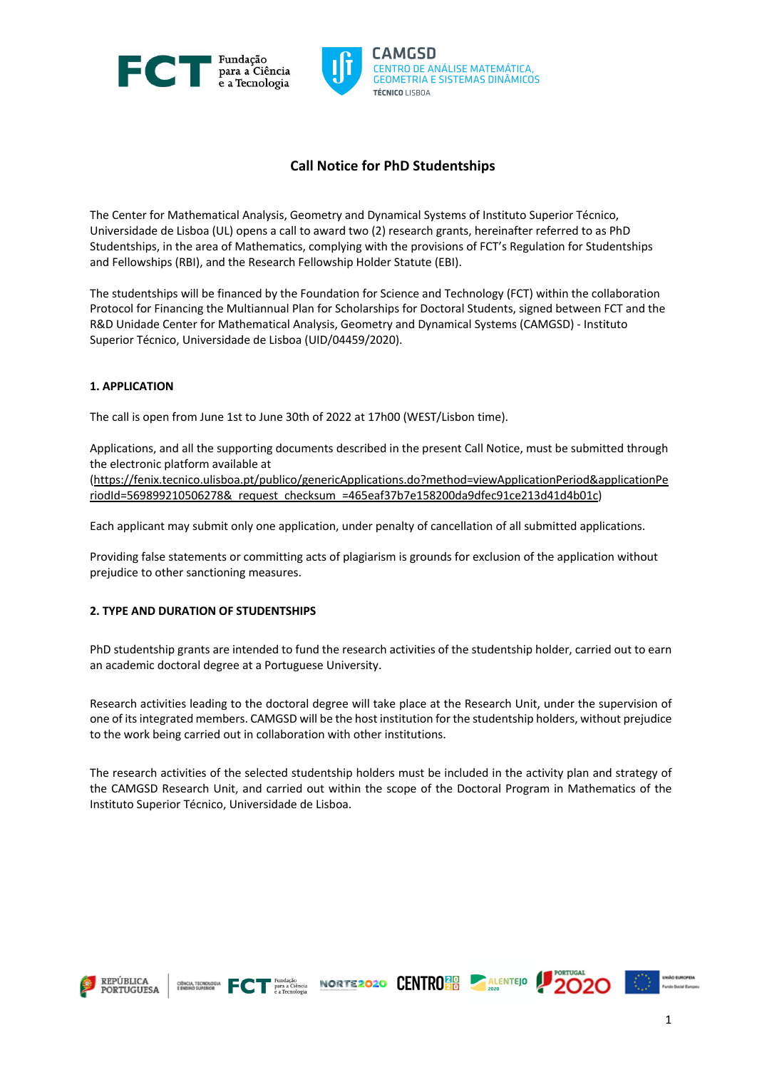# Call Notice for PhD Studentships

The Center for Mathematical Analysis, Geometry and Dynamical Systems of Instituto Superior Técnico, Universidade de Lisboa (UL) opens a call to award two (2) research grants, hereinafter referred to as PhD Studentships, in the area of Mathematics, complying with the provisions of FCT's Regulation for Studentships and Fellowships (RBI), and the Research Fellowship Holder Statute (EBI).

The studentships will be financed by the Foundation for Science and Technology (FCT) within the collaboration Protocol for Financing the Multiannual Plan for Scholarships for Doctoral Students, signed between FCT and the R&D Unidade Center for Mathematical Analysis, Geometry and Dynamical Systems (CAMGSD) - Instituto Superior Técnico, Universidade de Lisboa (UID/04459/2020).

## 1. APPLICATION

The call is open from June 1st to June 30th of 2022 at 17h00 (WEST/Lisbon time).

Applications, and all the supporting documents described in the present Call Notice, must be submitted through the electronic platform available at (https://fenix.tecnico.ulisboa.pt/publico/genericApplications.do?method=viewApplicationPeriod&applicationPeriodId=5698992105062786&_request_checksum_=465eaf37b7e158200da9dfec91ce213d41d4b01c)

Each applicant may submit only one application, under penalty of cancellation of all submitted applications.

Providing false statements or committing acts of plagiarism is grounds for exclusion of the application without prejudice to other sanctioning measures.

## 2. TYPE AND DURATION OF STUDENTSHIPS

PhD studentship grants are intended to fund the research activities of the studentship holder, carried out to earn an academic doctoral degree at a Portuguese University.

Research activities leading to the doctoral degree will take place at the Research Unit, under the supervision of one of its integrated members. CAMGSD will be the host institution for the studentship holders, without prejudice to the work being carried out in collaboration with other institutions.

The research activities of the selected studentship holders must be included in the activity plan and strategy of the CAMGSD Research Unit, and carried out within the scope of the Doctoral Program in Mathematics of the Instituto Superior Técnico, Universidade de Lisboa.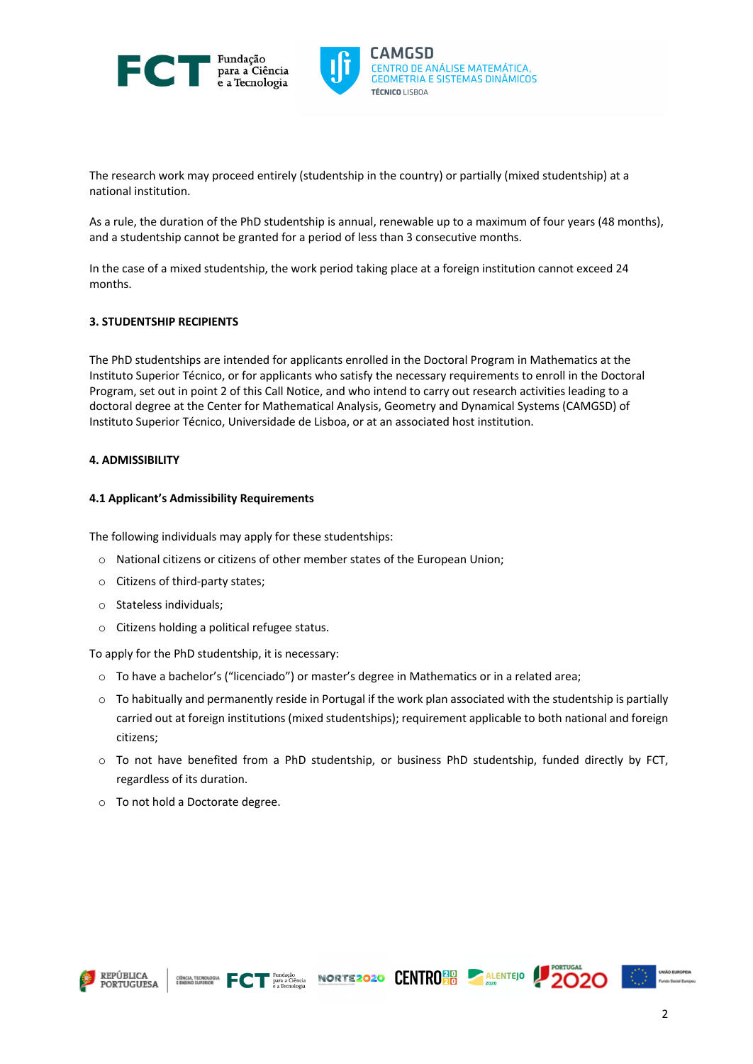The research work may proceed entirely (studentship in the country) or partially (mixed studentship) at a national institution.

As a rule, the duration of the PhD studentship is annual, renewable up to a maximum of four years (48 months), and a studentship cannot be granted for a period of less than 3 consecutive months.

In the case of a mixed studentship, the work period taking place at a foreign institution cannot exceed 24 months.

## 3. STUDENTSHIP RECIPIENTS

The PhD studentships are intended for applicants enrolled in the Doctoral Program in Mathematics at the Instituto Superior Técnico, or for applicants who satisfy the necessary requirements to enroll in the Doctoral Program, set out in point 2 of this Call Notice, and who intend to carry out research activities leading to a doctoral degree at the Center for Mathematical Analysis, Geometry and Dynamical Systems (CAMGSD) of Instituto Superior Técnico, Universidade de Lisboa, or at an associated host institution.

## 4. ADMISSIBILITY

### 4.1 Applicant's Admissibility Requirements

The following individuals may apply for these studentships:

- National citizens or citizens of other member states of the European Union;
- Citizens of third-party states;
- Stateless individuals;
- Citizens holding a political refugee status.

To apply for the PhD studentship, it is necessary:

- To have a bachelor's ("licenciado") or master's degree in Mathematics or in a related area;
- To habitually and permanently reside in Portugal if the work plan associated with the studentship is partially carried out at foreign institutions (mixed studentships); requirement applicable to both national and foreign citizens;
- To not have benefited from a PhD studentship, or business PhD studentship, funded directly by FCT, regardless of its duration.
- To not hold a Doctorate degree.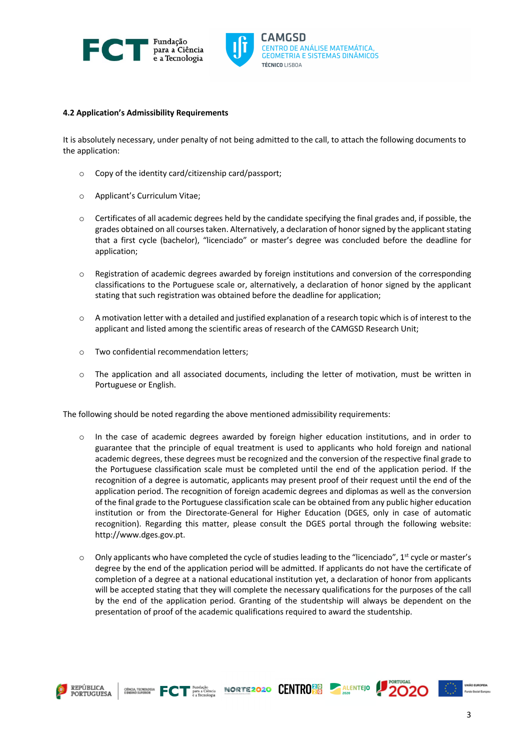### 4.2 Application's Admissibility Requirements

It is absolutely necessary, under penalty of not being admitted to the call, to attach the following documents to the application:

- Copy of the identity card/citizenship card/passport;
- Applicant's Curriculum Vitae;
- Certificates of all academic degrees held by the candidate specifying the final grades and, if possible, the grades obtained on all courses taken. Alternatively, a declaration of honor signed by the applicant stating that a first cycle (bachelor), "licenciado" or master's degree was concluded before the deadline for application;
- Registration of academic degrees awarded by foreign institutions and conversion of the corresponding classifications to the Portuguese scale or, alternatively, a declaration of honor signed by the applicant stating that such registration was obtained before the deadline for application;
- A motivation letter with a detailed and justified explanation of a research topic which is of interest to the applicant and listed among the scientific areas of research of the CAMGSD Research Unit;
- Two confidential recommendation letters;
- The application and all associated documents, including the letter of motivation, must be written in Portuguese or English.

The following should be noted regarding the above mentioned admissibility requirements:

- In the case of academic degrees awarded by foreign higher education institutions, and in order to guarantee that the principle of equal treatment is used to applicants who hold foreign and national academic degrees, these degrees must be recognized and the conversion of the respective final grade to the Portuguese classification scale must be completed until the end of the application period. If the recognition of a degree is automatic, applicants may present proof of their request until the end of the application period. The recognition of foreign academic degrees and diplomas as well as the conversion of the final grade to the Portuguese classification scale can be obtained from any public higher education institution or from the Directorate-General for Higher Education (DGES, only in case of automatic recognition). Regarding this matter, please consult the DGES portal through the following website: http://www.dges.gov.pt.
- Only applicants who have completed the cycle of studies leading to the "licenciado", 1st cycle or master's degree by the end of the application period will be admitted. If applicants do not have the certificate of completion of a degree at a national educational institution yet, a declaration of honor from applicants will be accepted stating that they will complete the necessary qualifications for the purposes of the call by the end of the application period. Granting of the studentship will always be dependent on the presentation of proof of the academic qualifications required to award the studentship.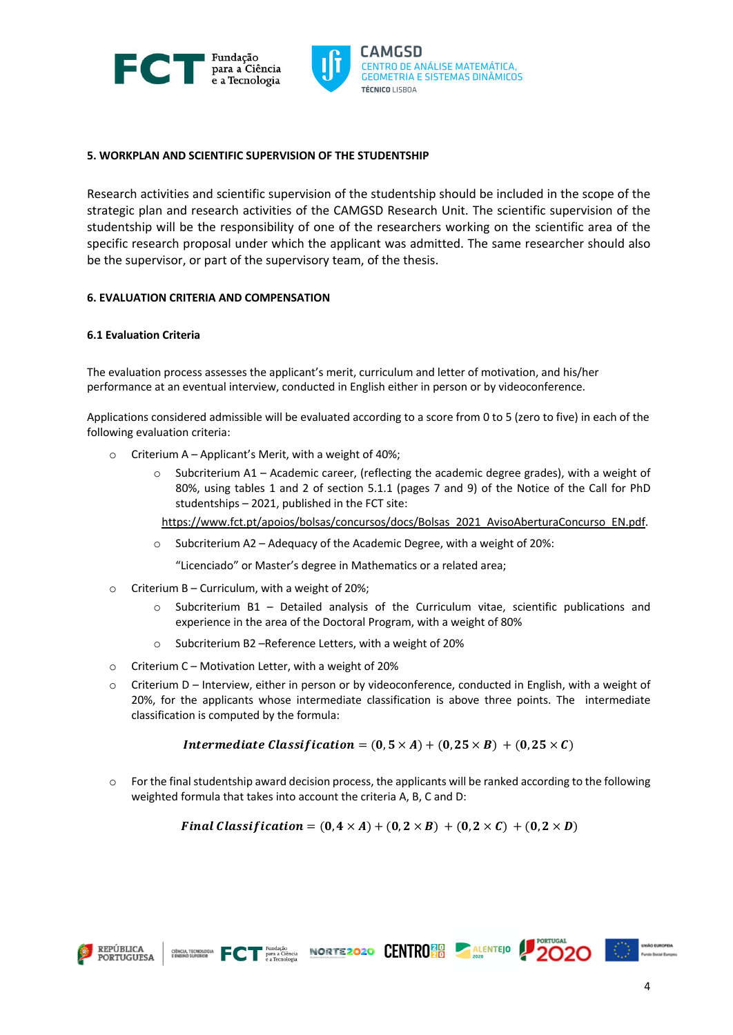#### 5. WORKPLAN AND SCIENTIFIC SUPERVISION OF THE STUDENTSHIP

Research activities and scientific supervision of the studentship should be included in the scope of the strategic plan and research activities of the CAMGSD Research Unit. The scientific supervision of the studentship will be the responsibility of one of the researchers working on the scientific area of the specific research proposal under which the applicant was admitted. The same researcher should also be the supervisor, or part of the supervisory team, of the thesis.

#### 6. EVALUATION CRITERIA AND COMPENSATION

#### 6.1 Evaluation Criteria

The evaluation process assesses the applicant's merit, curriculum and letter of motivation, and his/her performance at an eventual interview, conducted in English either in person or by videoconference.

Applications considered admissible will be evaluated according to a score from 0 to 5 (zero to five) in each of the following evaluation criteria:

- Criterium A – Applicant's Merit, with a weight of 40%;
  - Subcriterium A1 – Academic career, (reflecting the academic degree grades), with a weight of 80%, using tables 1 and 2 of section 5.1.1 (pages 7 and 9) of the Notice of the Call for PhD studentships – 2021, published in the FCT site:

    https://www.fct.pt/apoios/bolsas/concursos/docs/Bolsas_2021_AvisoAberturaConcurso_EN.pdf.
  - Subcriterium A2 – Adequacy of the Academic Degree, with a weight of 20%:

    "Licenciado" or Master's degree in Mathematics or a related area;
- Criterium B – Curriculum, with a weight of 20%;
  - Subcriterium B1 – Detailed analysis of the Curriculum vitae, scientific publications and experience in the area of the Doctoral Program, with a weight of 80%
  - Subcriterium B2 –Reference Letters, with a weight of 20%
- Criterium C – Motivation Letter, with a weight of 20%
- Criterium D – Interview, either in person or by videoconference, conducted in English, with a weight of 20%, for the applicants whose intermediate classification is above three points. The intermediate classification is computed by the formula:

$$\boldsymbol{Intermediate\ Classification} = (\mathbf{0{,}5} \times \boldsymbol{A}) + (\mathbf{0{,}25} \times \boldsymbol{B}) + (\mathbf{0{,}25} \times \boldsymbol{C})$$

- For the final studentship award decision process, the applicants will be ranked according to the following weighted formula that takes into account the criteria A, B, C and D:

$$\boldsymbol{Final\ Classification} = (\mathbf{0{,}4} \times \boldsymbol{A}) + (\mathbf{0{,}2} \times \boldsymbol{B}) + (\mathbf{0{,}2} \times \boldsymbol{C}) + (\mathbf{0{,}2} \times \boldsymbol{D})$$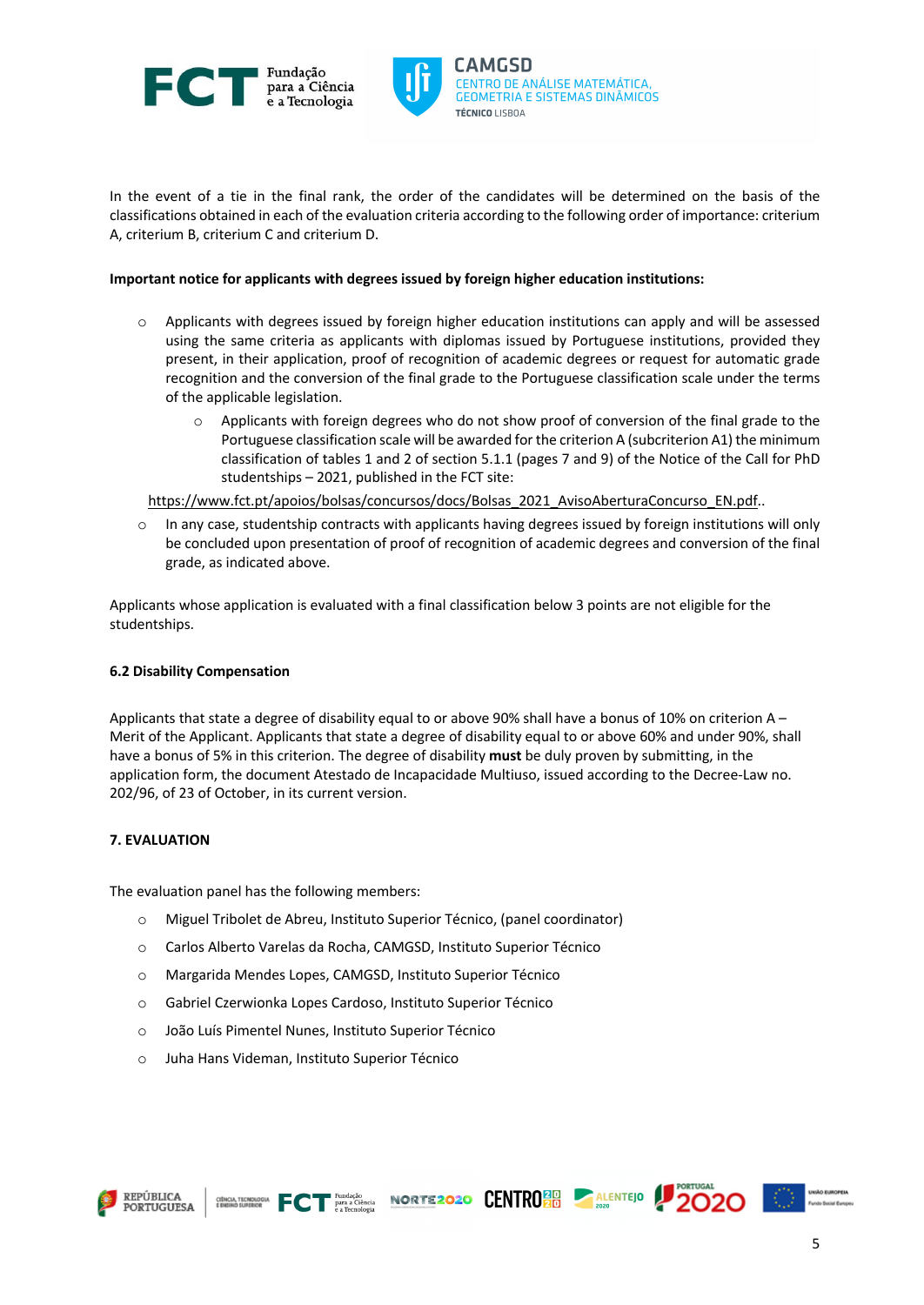In the event of a tie in the final rank, the order of the candidates will be determined on the basis of the classifications obtained in each of the evaluation criteria according to the following order of importance: criterium A, criterium B, criterium C and criterium D.

**Important notice for applicants with degrees issued by foreign higher education institutions:**

- Applicants with degrees issued by foreign higher education institutions can apply and will be assessed using the same criteria as applicants with diplomas issued by Portuguese institutions, provided they present, in their application, proof of recognition of academic degrees or request for automatic grade recognition and the conversion of the final grade to the Portuguese classification scale under the terms of the applicable legislation.
    - Applicants with foreign degrees who do not show proof of conversion of the final grade to the Portuguese classification scale will be awarded for the criterion A (subcriterion A1) the minimum classification of tables 1 and 2 of section 5.1.1 (pages 7 and 9) of the Notice of the Call for PhD studentships – 2021, published in the FCT site:

  https://www.fct.pt/apoios/bolsas/concursos/docs/Bolsas_2021_AvisoAberturaConcurso_EN.pdf..

- In any case, studentship contracts with applicants having degrees issued by foreign institutions will only be concluded upon presentation of proof of recognition of academic degrees and conversion of the final grade, as indicated above.

Applicants whose application is evaluated with a final classification below 3 points are not eligible for the studentships.

### 6.2 Disability Compensation

Applicants that state a degree of disability equal to or above 90% shall have a bonus of 10% on criterion A – Merit of the Applicant. Applicants that state a degree of disability equal to or above 60% and under 90%, shall have a bonus of 5% in this criterion. The degree of disability **must** be duly proven by submitting, in the application form, the document Atestado de Incapacidade Multiuso, issued according to the Decree-Law no. 202/96, of 23 of October, in its current version.

## 7. EVALUATION

The evaluation panel has the following members:

- Miguel Tribolet de Abreu, Instituto Superior Técnico, (panel coordinator)
- Carlos Alberto Varelas da Rocha, CAMGSD, Instituto Superior Técnico
- Margarida Mendes Lopes, CAMGSD, Instituto Superior Técnico
- Gabriel Czerwionka Lopes Cardoso, Instituto Superior Técnico
- João Luís Pimentel Nunes, Instituto Superior Técnico
- Juha Hans Videman, Instituto Superior Técnico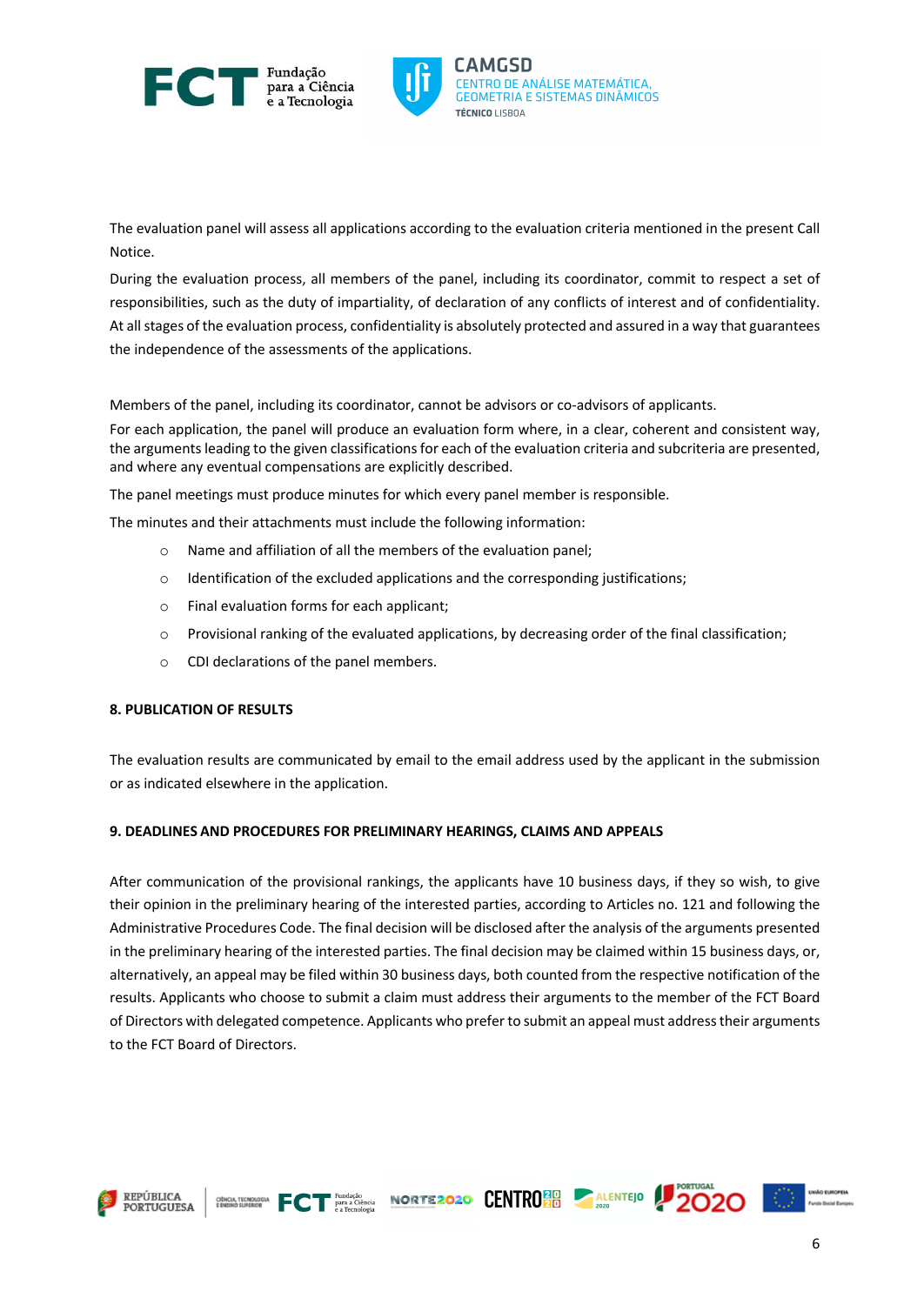The evaluation panel will assess all applications according to the evaluation criteria mentioned in the present Call Notice.

During the evaluation process, all members of the panel, including its coordinator, commit to respect a set of responsibilities, such as the duty of impartiality, of declaration of any conflicts of interest and of confidentiality. At all stages of the evaluation process, confidentiality is absolutely protected and assured in a way that guarantees the independence of the assessments of the applications.

Members of the panel, including its coordinator, cannot be advisors or co-advisors of applicants.

For each application, the panel will produce an evaluation form where, in a clear, coherent and consistent way, the arguments leading to the given classifications for each of the evaluation criteria and subcriteria are presented, and where any eventual compensations are explicitly described.

The panel meetings must produce minutes for which every panel member is responsible.

The minutes and their attachments must include the following information:

- Name and affiliation of all the members of the evaluation panel;
- Identification of the excluded applications and the corresponding justifications;
- Final evaluation forms for each applicant;
- Provisional ranking of the evaluated applications, by decreasing order of the final classification;
- CDI declarations of the panel members.

**8. PUBLICATION OF RESULTS**

The evaluation results are communicated by email to the email address used by the applicant in the submission or as indicated elsewhere in the application.

**9. DEADLINES AND PROCEDURES FOR PRELIMINARY HEARINGS, CLAIMS AND APPEALS**

After communication of the provisional rankings, the applicants have 10 business days, if they so wish, to give their opinion in the preliminary hearing of the interested parties, according to Articles no. 121 and following the Administrative Procedures Code. The final decision will be disclosed after the analysis of the arguments presented in the preliminary hearing of the interested parties. The final decision may be claimed within 15 business days, or, alternatively, an appeal may be filed within 30 business days, both counted from the respective notification of the results. Applicants who choose to submit a claim must address their arguments to the member of the FCT Board of Directors with delegated competence. Applicants who prefer to submit an appeal must address their arguments to the FCT Board of Directors.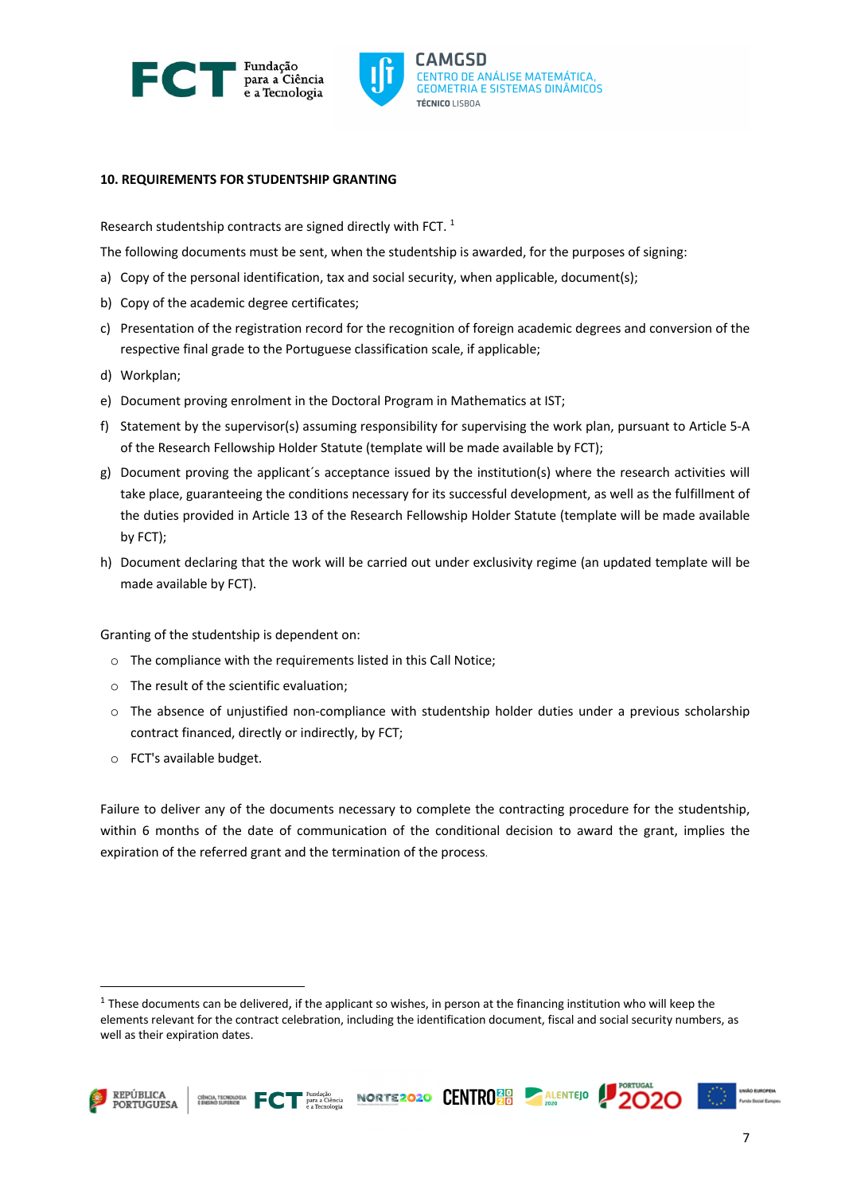## 10. REQUIREMENTS FOR STUDENTSHIP GRANTING

Research studentship contracts are signed directly with FCT. [1]

The following documents must be sent, when the studentship is awarded, for the purposes of signing:

a) Copy of the personal identification, tax and social security, when applicable, document(s);

b) Copy of the academic degree certificates;

c) Presentation of the registration record for the recognition of foreign academic degrees and conversion of the respective final grade to the Portuguese classification scale, if applicable;

d) Workplan;

e) Document proving enrolment in the Doctoral Program in Mathematics at IST;

f) Statement by the supervisor(s) assuming responsibility for supervising the work plan, pursuant to Article 5-A of the Research Fellowship Holder Statute (template will be made available by FCT);

g) Document proving the applicant´s acceptance issued by the institution(s) where the research activities will take place, guaranteeing the conditions necessary for its successful development, as well as the fulfillment of the duties provided in Article 13 of the Research Fellowship Holder Statute (template will be made available by FCT);

h) Document declaring that the work will be carried out under exclusivity regime (an updated template will be made available by FCT).

Granting of the studentship is dependent on:

- The compliance with the requirements listed in this Call Notice;
- The result of the scientific evaluation;
- The absence of unjustified non-compliance with studentship holder duties under a previous scholarship contract financed, directly or indirectly, by FCT;
- FCT's available budget.

Failure to deliver any of the documents necessary to complete the contracting procedure for the studentship, within 6 months of the date of communication of the conditional decision to award the grant, implies the expiration of the referred grant and the termination of the process.

---

[1] These documents can be delivered, if the applicant so wishes, in person at the financing institution who will keep the elements relevant for the contract celebration, including the identification document, fiscal and social security numbers, as well as their expiration dates.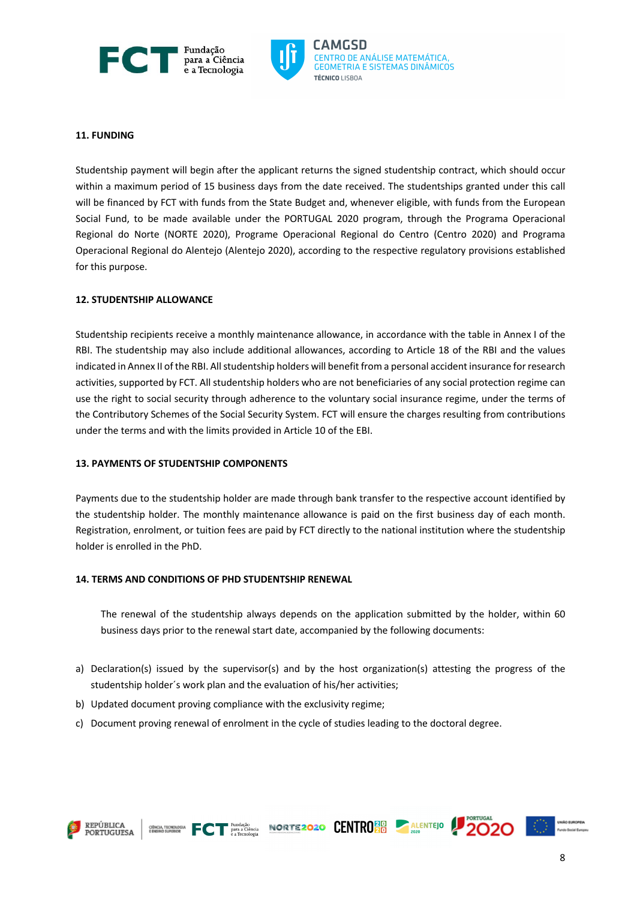## 11. FUNDING

Studentship payment will begin after the applicant returns the signed studentship contract, which should occur within a maximum period of 15 business days from the date received. The studentships granted under this call will be financed by FCT with funds from the State Budget and, whenever eligible, with funds from the European Social Fund, to be made available under the PORTUGAL 2020 program, through the Programa Operacional Regional do Norte (NORTE 2020), Programe Operacional Regional do Centro (Centro 2020) and Programa Operacional Regional do Alentejo (Alentejo 2020), according to the respective regulatory provisions established for this purpose.

## 12. STUDENTSHIP ALLOWANCE

Studentship recipients receive a monthly maintenance allowance, in accordance with the table in Annex I of the RBI. The studentship may also include additional allowances, according to Article 18 of the RBI and the values indicated in Annex II of the RBI. All studentship holders will benefit from a personal accident insurance for research activities, supported by FCT. All studentship holders who are not beneficiaries of any social protection regime can use the right to social security through adherence to the voluntary social insurance regime, under the terms of the Contributory Schemes of the Social Security System. FCT will ensure the charges resulting from contributions under the terms and with the limits provided in Article 10 of the EBI.

## 13. PAYMENTS OF STUDENTSHIP COMPONENTS

Payments due to the studentship holder are made through bank transfer to the respective account identified by the studentship holder. The monthly maintenance allowance is paid on the first business day of each month. Registration, enrolment, or tuition fees are paid by FCT directly to the national institution where the studentship holder is enrolled in the PhD.

## 14. TERMS AND CONDITIONS OF PHD STUDENTSHIP RENEWAL

The renewal of the studentship always depends on the application submitted by the holder, within 60 business days prior to the renewal start date, accompanied by the following documents:

a) Declaration(s) issued by the supervisor(s) and by the host organization(s) attesting the progress of the studentship holder´s work plan and the evaluation of his/her activities;
b) Updated document proving compliance with the exclusivity regime;
c) Document proving renewal of enrolment in the cycle of studies leading to the doctoral degree.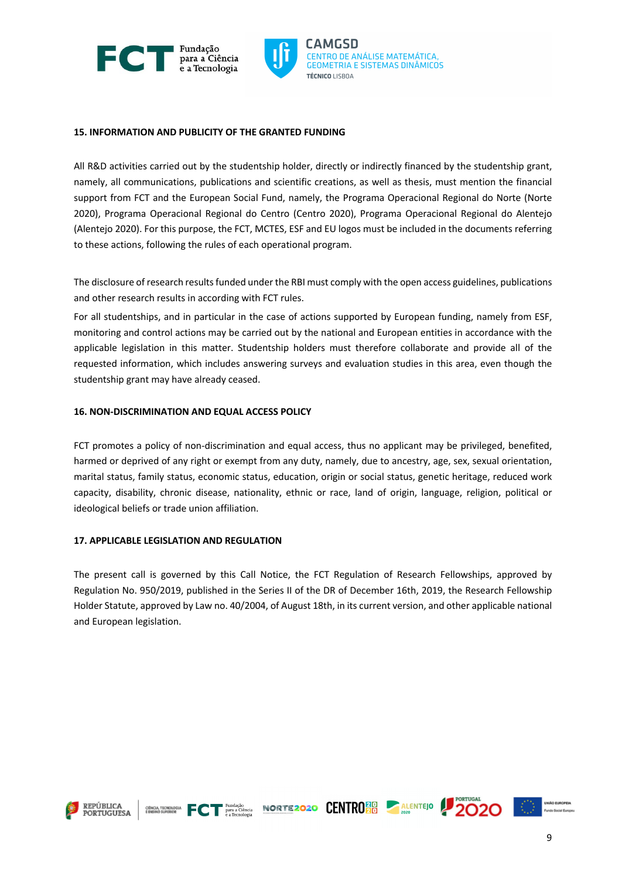## 15. INFORMATION AND PUBLICITY OF THE GRANTED FUNDING

All R&D activities carried out by the studentship holder, directly or indirectly financed by the studentship grant, namely, all communications, publications and scientific creations, as well as thesis, must mention the financial support from FCT and the European Social Fund, namely, the Programa Operacional Regional do Norte (Norte 2020), Programa Operacional Regional do Centro (Centro 2020), Programa Operacional Regional do Alentejo (Alentejo 2020). For this purpose, the FCT, MCTES, ESF and EU logos must be included in the documents referring to these actions, following the rules of each operational program.

The disclosure of research results funded under the RBI must comply with the open access guidelines, publications and other research results in according with FCT rules.

For all studentships, and in particular in the case of actions supported by European funding, namely from ESF, monitoring and control actions may be carried out by the national and European entities in accordance with the applicable legislation in this matter. Studentship holders must therefore collaborate and provide all of the requested information, which includes answering surveys and evaluation studies in this area, even though the studentship grant may have already ceased.

## 16. NON-DISCRIMINATION AND EQUAL ACCESS POLICY

FCT promotes a policy of non-discrimination and equal access, thus no applicant may be privileged, benefited, harmed or deprived of any right or exempt from any duty, namely, due to ancestry, age, sex, sexual orientation, marital status, family status, economic status, education, origin or social status, genetic heritage, reduced work capacity, disability, chronic disease, nationality, ethnic or race, land of origin, language, religion, political or ideological beliefs or trade union affiliation.

## 17. APPLICABLE LEGISLATION AND REGULATION

The present call is governed by this Call Notice, the FCT Regulation of Research Fellowships, approved by Regulation No. 950/2019, published in the Series II of the DR of December 16th, 2019, the Research Fellowship Holder Statute, approved by Law no. 40/2004, of August 18th, in its current version, and other applicable national and European legislation.